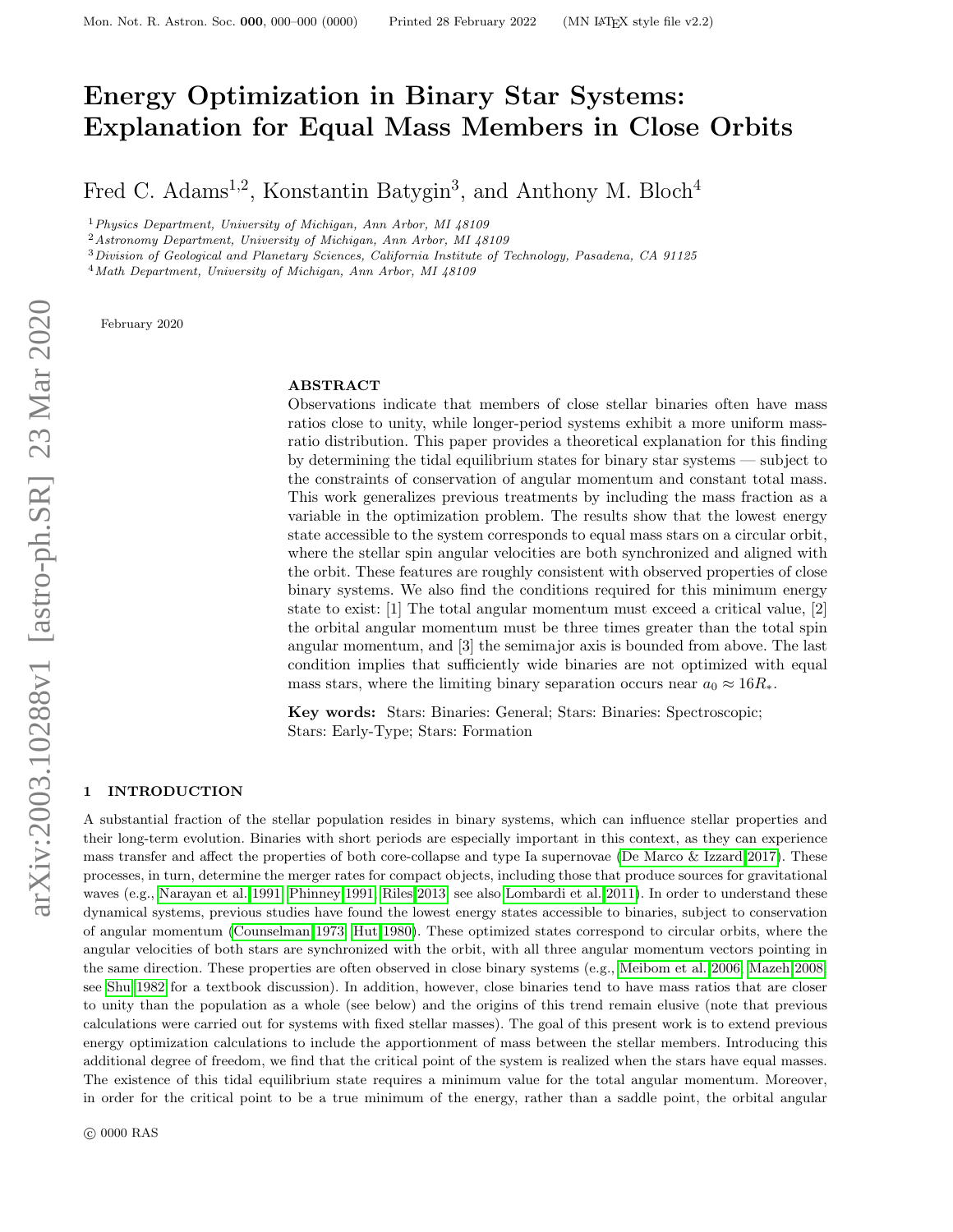# Energy Optimization in Binary Star Systems: Explanation for Equal Mass Members in Close Orbits

Fred C. Adams[1,2], Konstantin Batygin[3], and Anthony M. Bloch[4]

[1] *Physics Department, University of Michigan, Ann Arbor, MI 48109*
[2] *Astronomy Department, University of Michigan, Ann Arbor, MI 48109*
[3] *Division of Geological and Planetary Sciences, California Institute of Technology, Pasadena, CA 91125*
[4] *Math Department, University of Michigan, Ann Arbor, MI 48109*

February 2020

## ABSTRACT

Observations indicate that members of close stellar binaries often have mass ratios close to unity, while longer-period systems exhibit a more uniform mass-ratio distribution. This paper provides a theoretical explanation for this finding by determining the tidal equilibrium states for binary star systems — subject to the constraints of conservation of angular momentum and constant total mass. This work generalizes previous treatments by including the mass fraction as a variable in the optimization problem. The results show that the lowest energy state accessible to the system corresponds to equal mass stars on a circular orbit, where the stellar spin angular velocities are both synchronized and aligned with the orbit. These features are roughly consistent with observed properties of close binary systems. We also find the conditions required for this minimum energy state to exist: [1] The total angular momentum must exceed a critical value, [2] the orbital angular momentum must be three times greater than the total spin angular momentum, and [3] the semimajor axis is bounded from above. The last condition implies that sufficiently wide binaries are not optimized with equal mass stars, where the limiting binary separation occurs near $a_0 \approx 16 R_*$.

**Key words:** Stars: Binaries: General; Stars: Binaries: Spectroscopic; Stars: Early-Type; Stars: Formation

## 1 INTRODUCTION

A substantial fraction of the stellar population resides in binary systems, which can influence stellar properties and their long-term evolution. Binaries with short periods are especially important in this context, as they can experience mass transfer and affect the properties of both core-collapse and type Ia supernovae (De Marco & Izzard 2017). These processes, in turn, determine the merger rates for compact objects, including those that produce sources for gravitational waves (e.g., Narayan et al. 1991; Phinney 1991; Riles 2013; see also Lombardi et al. 2011). In order to understand these dynamical systems, previous studies have found the lowest energy states accessible to binaries, subject to conservation of angular momentum (Counselman 1973; Hut 1980). These optimized states correspond to circular orbits, where the angular velocities of both stars are synchronized with the orbit, with all three angular momentum vectors pointing in the same direction. These properties are often observed in close binary systems (e.g., Meibom et al. 2006; Mazeh 2008; see Shu 1982 for a textbook discussion). In addition, however, close binaries tend to have mass ratios that are closer to unity than the population as a whole (see below) and the origins of this trend remain elusive (note that previous calculations were carried out for systems with fixed stellar masses). The goal of this present work is to extend previous energy optimization calculations to include the apportionment of mass between the stellar members. Introducing this additional degree of freedom, we find that the critical point of the system is realized when the stars have equal masses. The existence of this tidal equilibrium state requires a minimum value for the total angular momentum. Moreover, in order for the critical point to be a true minimum of the energy, rather than a saddle point, the orbital angular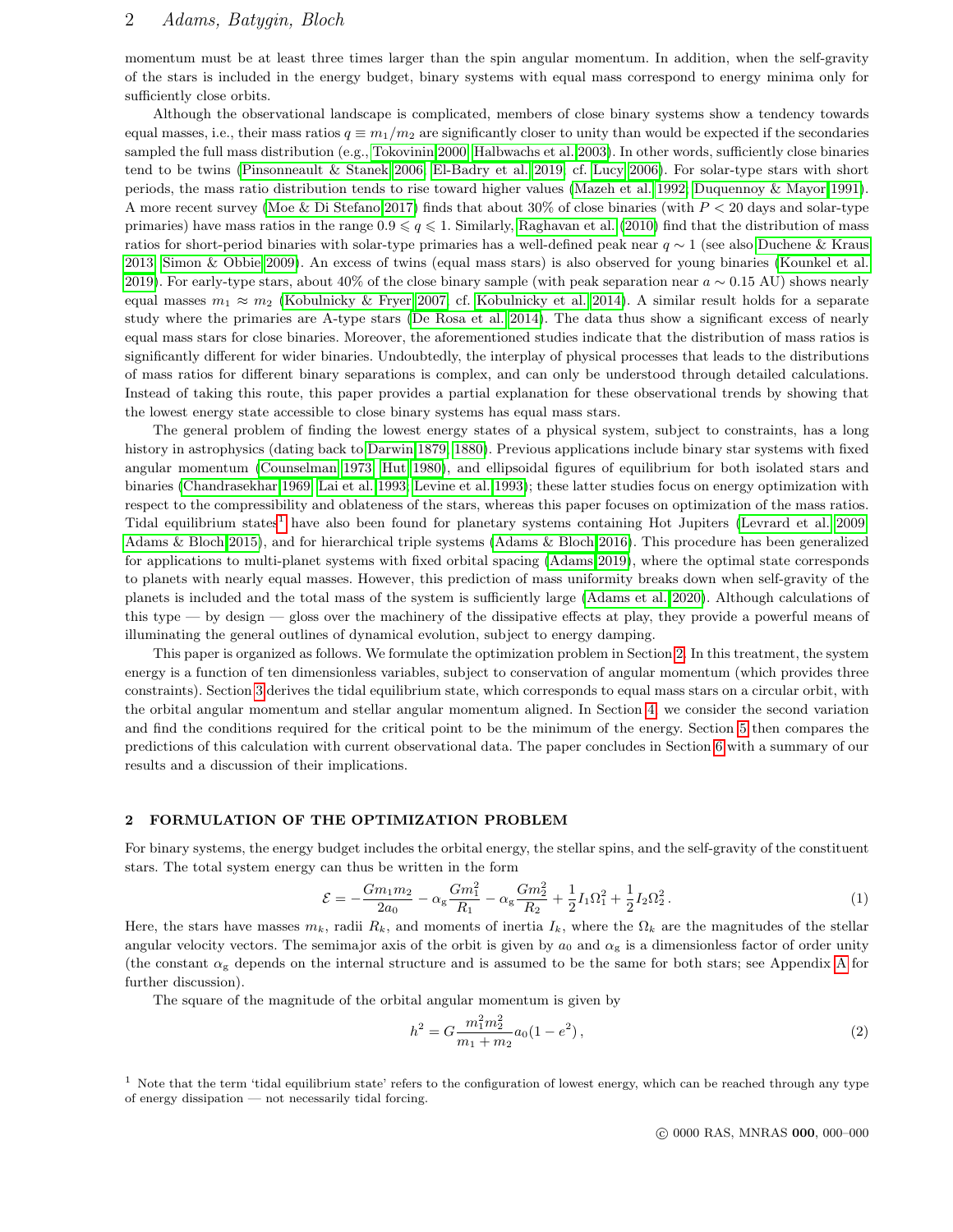momentum must be at least three times larger than the spin angular momentum. In addition, when the self-gravity of the stars is included in the energy budget, binary systems with equal mass correspond to energy minima only for sufficiently close orbits.

Although the observational landscape is complicated, members of close binary systems show a tendency towards equal masses, i.e., their mass ratios $q \equiv m_1/m_2$ are significantly closer to unity than would be expected if the secondaries sampled the full mass distribution (e.g., Tokovinin 2000; Halbwachs et al. 2003). In other words, sufficiently close binaries tend to be twins (Pinsonneault & Stanek 2006; El-Badry et al. 2019; cf. Lucy 2006). For solar-type stars with short periods, the mass ratio distribution tends to rise toward higher values (Mazeh et al. 1992; Duquennoy & Mayor 1991). A more recent survey (Moe & Di Stefano 2017) finds that about 30% of close binaries (with $P < 20$ days and solar-type primaries) have mass ratios in the range $0.9 \leqslant q \leqslant 1$. Similarly, Raghavan et al. (2010) find that the distribution of mass ratios for short-period binaries with solar-type primaries has a well-defined peak near $q \sim 1$ (see also Duchene & Kraus 2013; Simon & Obbie 2009). An excess of twins (equal mass stars) is also observed for young binaries (Kounkel et al. 2019). For early-type stars, about 40% of the close binary sample (with peak separation near $a \sim 0.15$ AU) shows nearly equal masses $m_1 \approx m_2$ (Kobulnicky & Fryer 2007; cf. Kobulnicky et al. 2014). A similar result holds for a separate study where the primaries are A-type stars (De Rosa et al. 2014). The data thus show a significant excess of nearly equal mass stars for close binaries. Moreover, the aforementioned studies indicate that the distribution of mass ratios is significantly different for wider binaries. Undoubtedly, the interplay of physical processes that leads to the distributions of mass ratios for different binary separations is complex, and can only be understood through detailed calculations. Instead of taking this route, this paper provides a partial explanation for these observational trends by showing that the lowest energy state accessible to close binary systems has equal mass stars.

The general problem of finding the lowest energy states of a physical system, subject to constraints, has a long history in astrophysics (dating back to Darwin 1879, 1880). Previous applications include binary star systems with fixed angular momentum (Counselman 1973; Hut 1980), and ellipsoidal figures of equilibrium for both isolated stars and binaries (Chandrasekhar 1969; Lai et al. 1993; Levine et al. 1993); these latter studies focus on energy optimization with respect to the compressibility and oblateness of the stars, whereas this paper focuses on optimization of the mass ratios. Tidal equilibrium states[1] have also been found for planetary systems containing Hot Jupiters (Levrard et al. 2009; Adams & Bloch 2015), and for hierarchical triple systems (Adams & Bloch 2016). This procedure has been generalized for applications to multi-planet systems with fixed orbital spacing (Adams 2019), where the optimal state corresponds to planets with nearly equal masses. However, this prediction of mass uniformity breaks down when self-gravity of the planets is included and the total mass of the system is sufficiently large (Adams et al. 2020). Although calculations of this type — by design — gloss over the machinery of the dissipative effects at play, they provide a powerful means of illuminating the general outlines of dynamical evolution, subject to energy damping.

This paper is organized as follows. We formulate the optimization problem in Section 2. In this treatment, the system energy is a function of ten dimensionless variables, subject to conservation of angular momentum (which provides three constraints). Section 3 derives the tidal equilibrium state, which corresponds to equal mass stars on a circular orbit, with the orbital angular momentum and stellar angular momentum aligned. In Section 4, we consider the second variation and find the conditions required for the critical point to be the minimum of the energy. Section 5 then compares the predictions of this calculation with current observational data. The paper concludes in Section 6 with a summary of our results and a discussion of their implications.

## 2 FORMULATION OF THE OPTIMIZATION PROBLEM

For binary systems, the energy budget includes the orbital energy, the stellar spins, and the self-gravity of the constituent stars. The total system energy can thus be written in the form

$$\mathcal{E} = -\frac{Gm_1m_2}{2a_0} - \alpha_{\rm g}\frac{Gm_1^2}{R_1} - \alpha_{\rm g}\frac{Gm_2^2}{R_2} + \frac{1}{2}I_1\Omega_1^2 + \frac{1}{2}I_2\Omega_2^2 \,. \tag{1}$$

Here, the stars have masses $m_k$, radii $R_k$, and moments of inertia $I_k$, where the $\Omega_k$ are the magnitudes of the stellar angular velocity vectors. The semimajor axis of the orbit is given by $a_0$ and $\alpha_{\rm g}$ is a dimensionless factor of order unity (the constant $\alpha_{\rm g}$ depends on the internal structure and is assumed to be the same for both stars; see Appendix A for further discussion).

The square of the magnitude of the orbital angular momentum is given by

$$h^2 = G\frac{m_1^2m_2^2}{m_1+m_2}a_0(1-e^2)\,, \tag{2}$$

[1] Note that the term 'tidal equilibrium state' refers to the configuration of lowest energy, which can be reached through any type of energy dissipation — not necessarily tidal forcing.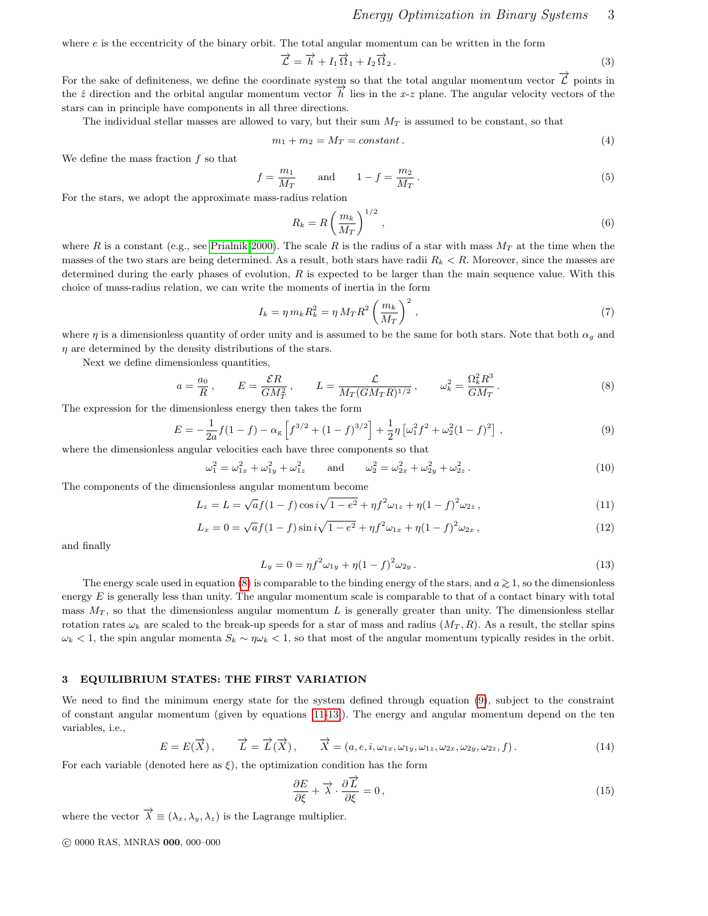where $e$ is the eccentricity of the binary orbit. The total angular momentum can be written in the form

$$\vec{\mathcal{L}} = \vec{h} + I_1 \vec{\Omega}_1 + I_2 \vec{\Omega}_2 \,. \tag{3}$$

For the sake of definiteness, we define the coordinate system so that the total angular momentum vector $\vec{\mathcal{L}}$ points in the $\hat{z}$ direction and the orbital angular momentum vector $\vec{h}$ lies in the $x$-$z$ plane. The angular velocity vectors of the stars can in principle have components in all three directions.

The individual stellar masses are allowed to vary, but their sum $M_T$ is assumed to be constant, so that

$$m_1 + m_2 = M_T = constant \,. \tag{4}$$

We define the mass fraction $f$ so that

$$f = \frac{m_1}{M_T} \qquad \text{and} \qquad 1 - f = \frac{m_2}{M_T} \,. \tag{5}$$

For the stars, we adopt the approximate mass-radius relation

$$R_k = R \left( \frac{m_k}{M_T} \right)^{1/2} , \tag{6}$$

where $R$ is a constant (e.g., see Prialnik 2000). The scale $R$ is the radius of a star with mass $M_T$ at the time when the masses of the two stars are being determined. As a result, both stars have radii $R_k < R$. Moreover, since the masses are determined during the early phases of evolution, $R$ is expected to be larger than the main sequence value. With this choice of mass-radius relation, we can write the moments of inertia in the form

$$I_k = \eta \, m_k R_k^2 = \eta \, M_T R^2 \left( \frac{m_k}{M_T} \right)^2 , \tag{7}$$

where $\eta$ is a dimensionless quantity of order unity and is assumed to be the same for both stars. Note that both $\alpha_g$ and $\eta$ are determined by the density distributions of the stars.

Next we define dimensionless quantities,

$$a = \frac{a_0}{R} \,, \qquad E = \frac{\mathcal{E} R}{G M_T^2} \,, \qquad L = \frac{\mathcal{L}}{M_T (G M_T R)^{1/2}} \,, \qquad \omega_k^2 = \frac{\Omega_k^2 R^3}{G M_T} \,. \tag{8}$$

The expression for the dimensionless energy then takes the form

$$E = -\frac{1}{2a} f(1-f) - \alpha_g \left[ f^{3/2} + (1-f)^{3/2} \right] + \frac{1}{2} \eta \left[ \omega_1^2 f^2 + \omega_2^2 (1-f)^2 \right] \,, \tag{9}$$

where the dimensionless angular velocities each have three components so that

$$\omega_1^2 = \omega_{1x}^2 + \omega_{1y}^2 + \omega_{1z}^2 \qquad \text{and} \qquad \omega_2^2 = \omega_{2x}^2 + \omega_{2y}^2 + \omega_{2z}^2 \,. \tag{10}$$

The components of the dimensionless angular momentum become

$$L_z = L = \sqrt{a} f(1-f) \cos i \sqrt{1-e^2} + \eta f^2 \omega_{1z} + \eta (1-f)^2 \omega_{2z} \,, \tag{11}$$

$$L_x = 0 = \sqrt{a} f(1-f) \sin i \sqrt{1-e^2} + \eta f^2 \omega_{1x} + \eta (1-f)^2 \omega_{2x} \,, \tag{12}$$

and finally

$$L_y = 0 = \eta f^2 \omega_{1y} + \eta (1-f)^2 \omega_{2y} \,. \tag{13}$$

The energy scale used in equation (8) is comparable to the binding energy of the stars, and $a \gtrsim 1$, so the dimensionless energy $E$ is generally less than unity. The angular momentum scale is comparable to that of a contact binary with total mass $M_T$, so that the dimensionless angular momentum $L$ is generally greater than unity. The dimensionless stellar rotation rates $\omega_k$ are scaled to the break-up speeds for a star of mass and radius $(M_T, R)$. As a result, the stellar spins $\omega_k < 1$, the spin angular momenta $S_k \sim \eta \omega_k < 1$, so that most of the angular momentum typically resides in the orbit.

## 3 EQUILIBRIUM STATES: THE FIRST VARIATION

We need to find the minimum energy state for the system defined through equation (9), subject to the constraint of constant angular momentum (given by equations 11-13). The energy and angular momentum depend on the ten variables, i.e.,

$$E = E(\vec{X}) \,, \qquad \vec{L} = \vec{L}(\vec{X}) \,, \qquad \vec{X} = (a, e, i, \omega_{1x}, \omega_{1y}, \omega_{1z}, \omega_{2x}, \omega_{2y}, \omega_{2z}, f) \,. \tag{14}$$

For each variable (denoted here as $\xi$), the optimization condition has the form

$$\frac{\partial E}{\partial \xi} + \vec{\lambda} \cdot \frac{\partial \vec{L}}{\partial \xi} = 0 \,, \tag{15}$$

where the vector $\vec{\lambda} \equiv (\lambda_x, \lambda_y, \lambda_z)$ is the Lagrange multiplier.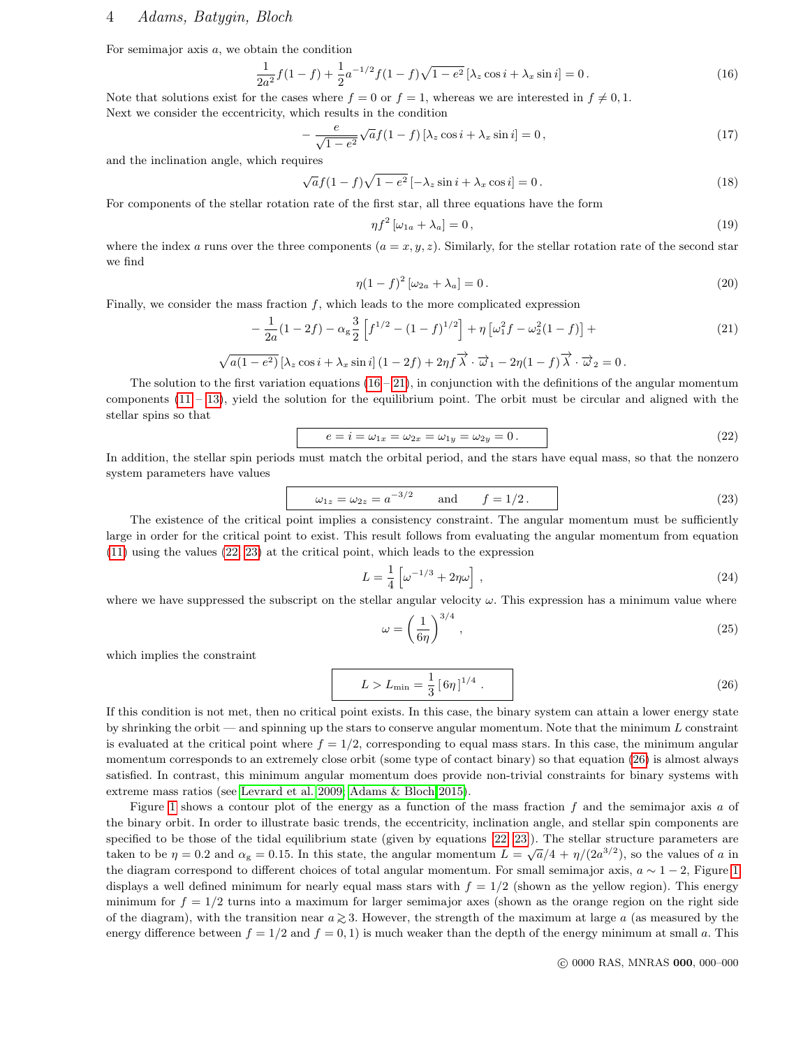For semimajor axis $a$, we obtain the condition

$$\frac{1}{2a^2}f(1-f) + \frac{1}{2}a^{-1/2}f(1-f)\sqrt{1-e^2}\left[\lambda_z \cos i + \lambda_x \sin i\right] = 0\,. \tag{16}$$

Note that solutions exist for the cases where $f = 0$ or $f = 1$, whereas we are interested in $f \neq 0, 1$.

Next we consider the eccentricity, which results in the condition

$$-\frac{e}{\sqrt{1-e^2}}\sqrt{a}f(1-f)\left[\lambda_z \cos i + \lambda_x \sin i\right] = 0\,, \tag{17}$$

and the inclination angle, which requires

$$\sqrt{a}f(1-f)\sqrt{1-e^2}\left[-\lambda_z \sin i + \lambda_x \cos i\right] = 0\,. \tag{18}$$

For components of the stellar rotation rate of the first star, all three equations have the form

$$\eta f^2\left[\omega_{1a} + \lambda_a\right] = 0\,, \tag{19}$$

where the index $a$ runs over the three components ($a = x, y, z$). Similarly, for the stellar rotation rate of the second star we find

$$\eta(1-f)^2\left[\omega_{2a} + \lambda_a\right] = 0\,. \tag{20}$$

Finally, we consider the mass fraction $f$, which leads to the more complicated expression

$$-\frac{1}{2a}(1-2f) - \alpha_g \frac{3}{2}\left[f^{1/2} - (1-f)^{1/2}\right] + \eta\left[\omega_1^2 f - \omega_2^2(1-f)\right] + \tag{21}$$

$$\sqrt{a(1-e^2)}\left[\lambda_z \cos i + \lambda_x \sin i\right](1-2f) + 2\eta f \vec{\lambda} \cdot \vec{\omega}_1 - 2\eta(1-f)\vec{\lambda} \cdot \vec{\omega}_2 = 0\,.$$

The solution to the first variation equations (16 – 21), in conjunction with the definitions of the angular momentum components (11 – 13), yield the solution for the equilibrium point. The orbit must be circular and aligned with the stellar spins so that

$$\boxed{e = i = \omega_{1x} = \omega_{2x} = \omega_{1y} = \omega_{2y} = 0\,.} \tag{22}$$

In addition, the stellar spin periods must match the orbital period, and the stars have equal mass, so that the nonzero system parameters have values

$$\boxed{\omega_{1z} = \omega_{2z} = a^{-3/2} \qquad \text{and} \qquad f = 1/2\,.} \tag{23}$$

The existence of the critical point implies a consistency constraint. The angular momentum must be sufficiently large in order for the critical point to exist. This result follows from evaluating the angular momentum from equation (11) using the values (22, 23) at the critical point, which leads to the expression

$$L = \frac{1}{4}\left[\omega^{-1/3} + 2\eta\omega\right]\,, \tag{24}$$

where we have suppressed the subscript on the stellar angular velocity $\omega$. This expression has a minimum value where

$$\omega = \left(\frac{1}{6\eta}\right)^{3/4}\,, \tag{25}$$

which implies the constraint

$$\boxed{L > L_{\min} = \frac{1}{3}\left[6\eta\right]^{1/4}\,.} \tag{26}$$

If this condition is not met, then no critical point exists. In this case, the binary system can attain a lower energy state by shrinking the orbit — and spinning up the stars to conserve angular momentum. Note that the minimum $L$ constraint is evaluated at the critical point where $f = 1/2$, corresponding to equal mass stars. In this case, the minimum angular momentum corresponds to an extremely close orbit (some type of contact binary) so that equation (26) is almost always satisfied. In contrast, this minimum angular momentum does provide non-trivial constraints for binary systems with extreme mass ratios (see Levrard et al. 2009; Adams & Bloch 2015).

Figure 1 shows a contour plot of the energy as a function of the mass fraction $f$ and the semimajor axis $a$ of the binary orbit. In order to illustrate basic trends, the eccentricity, inclination angle, and stellar spin components are specified to be those of the tidal equilibrium state (given by equations 22, 23). The stellar structure parameters are taken to be $\eta = 0.2$ and $\alpha_g = 0.15$. In this state, the angular momentum $L = \sqrt{a}/4 + \eta/(2a^{3/2})$, so the values of $a$ in the diagram correspond to different choices of total angular momentum. For small semimajor axis, $a \sim 1-2$, Figure 1 displays a well defined minimum for nearly equal mass stars with $f = 1/2$ (shown as the yellow region). This energy minimum for $f = 1/2$ turns into a maximum for larger semimajor axes (shown as the orange region on the right side of the diagram), with the transition near $a \gtrsim 3$. However, the strength of the maximum at large $a$ (as measured by the energy difference between $f = 1/2$ and $f = 0, 1$) is much weaker than the depth of the energy minimum at small $a$. This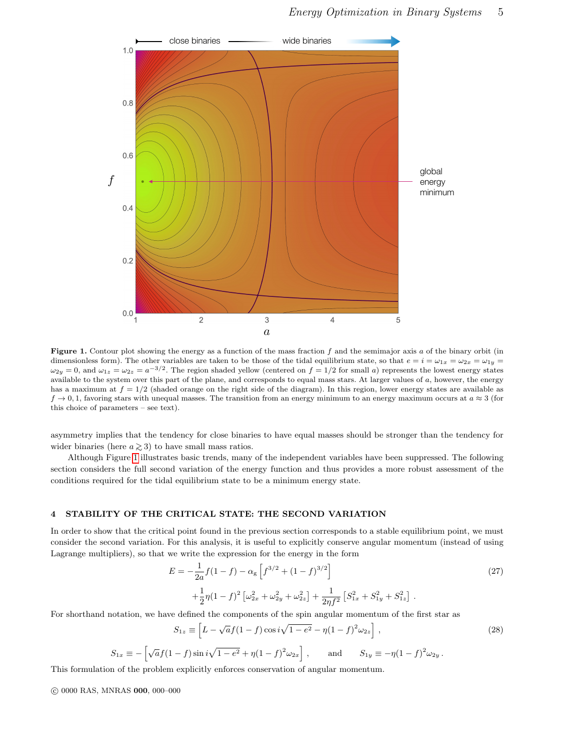**Figure 1.** Contour plot showing the energy as a function of the mass fraction $f$ and the semimajor axis $a$ of the binary orbit (in dimensionless form). The other variables are taken to be those of the tidal equilibrium state, so that $e = i = \omega_{1x} = \omega_{2x} = \omega_{1y} = \omega_{2y} = 0$, and $\omega_{1z} = \omega_{2z} = a^{-3/2}$. The region shaded yellow (centered on $f = 1/2$ for small $a$) represents the lowest energy states available to the system over this part of the plane, and corresponds to equal mass stars. At larger values of $a$, however, the energy has a maximum at $f = 1/2$ (shaded orange on the right side of the diagram). In this region, lower energy states are available as $f \to 0, 1$, favoring stars with unequal masses. The transition from an energy minimum to an energy maximum occurs at $a \approx 3$ (for this choice of parameters – see text).

asymmetry implies that the tendency for close binaries to have equal masses should be stronger than the tendency for wider binaries (here $a \gtrsim 3$) to have small mass ratios.

Although Figure 1 illustrates basic trends, many of the independent variables have been suppressed. The following section considers the full second variation of the energy function and thus provides a more robust assessment of the conditions required for the tidal equilibrium state to be a minimum energy state.

## 4 STABILITY OF THE CRITICAL STATE: THE SECOND VARIATION

In order to show that the critical point found in the previous section corresponds to a stable equilibrium point, we must consider the second variation. For this analysis, it is useful to explicitly conserve angular momentum (instead of using Lagrange multipliers), so that we write the expression for the energy in the form

$$E = -\frac{1}{2a} f(1-f) - \alpha_g \left[ f^{3/2} + (1-f)^{3/2} \right] \tag{27}$$

$$+ \frac{1}{2}\eta(1-f)^2 \left[ \omega_{2x}^2 + \omega_{2y}^2 + \omega_{2z}^2 \right] + \frac{1}{2\eta f^2} \left[ S_{1x}^2 + S_{1y}^2 + S_{1z}^2 \right] .$$

For shorthand notation, we have defined the components of the spin angular momentum of the first star as

$$S_{1z} \equiv \left[ L - \sqrt{a} f(1-f) \cos i \sqrt{1-e^2} - \eta(1-f)^2 \omega_{2z} \right] , \tag{28}$$

$$S_{1x} \equiv -\left[ \sqrt{a} f(1-f) \sin i \sqrt{1-e^2} + \eta(1-f)^2 \omega_{2x} \right] , \qquad \text{and} \qquad S_{1y} \equiv -\eta(1-f)^2 \omega_{2y} .$$

This formulation of the problem explicitly enforces conservation of angular momentum.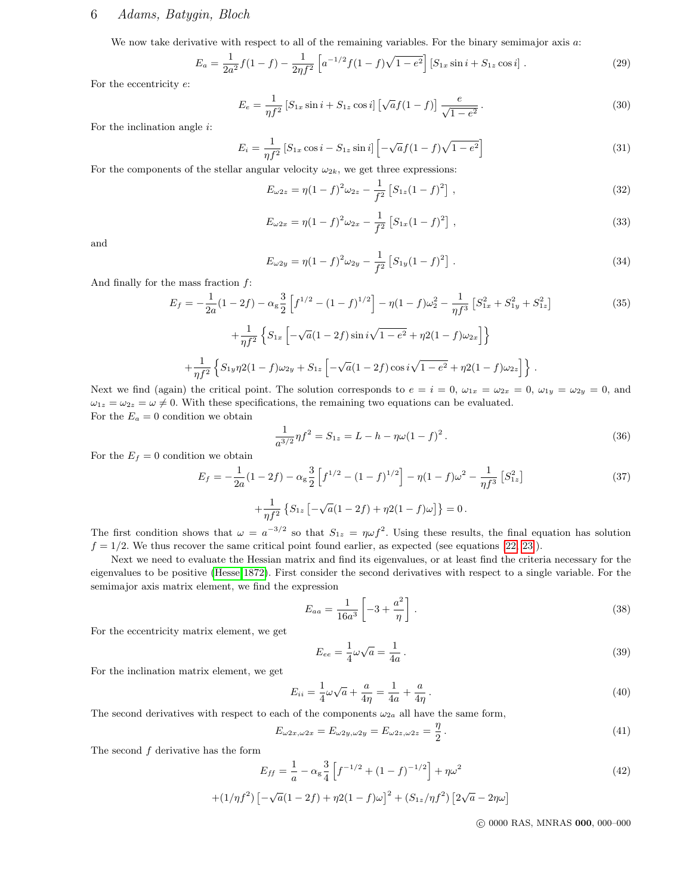We now take derivative with respect to all of the remaining variables. For the binary semimajor axis $a$:

$$E_a = \frac{1}{2a^2} f(1-f) - \frac{1}{2\eta f^2}\left[a^{-1/2} f(1-f)\sqrt{1-e^2}\right]\left[S_{1x}\sin i + S_{1z}\cos i\right] . \tag{29}$$

For the eccentricity $e$:

$$E_e = \frac{1}{\eta f^2}\left[S_{1x}\sin i + S_{1z}\cos i\right]\left[\sqrt{a} f(1-f)\right]\frac{e}{\sqrt{1-e^2}} . \tag{30}$$

For the inclination angle $i$:

$$E_i = \frac{1}{\eta f^2}\left[S_{1x}\cos i - S_{1z}\sin i\right]\left[-\sqrt{a} f(1-f)\sqrt{1-e^2}\right] \tag{31}$$

For the components of the stellar angular velocity $\omega_{2k}$, we get three expressions:

$$E_{\omega 2z} = \eta(1-f)^2\omega_{2z} - \frac{1}{f^2}\left[S_{1z}(1-f)^2\right] , \tag{32}$$

$$E_{\omega 2x} = \eta(1-f)^2\omega_{2x} - \frac{1}{f^2}\left[S_{1x}(1-f)^2\right] , \tag{33}$$

and

$$E_{\omega 2y} = \eta(1-f)^2\omega_{2y} - \frac{1}{f^2}\left[S_{1y}(1-f)^2\right] . \tag{34}$$

And finally for the mass fraction $f$:

$$E_f = -\frac{1}{2a}(1-2f) - \alpha_{\rm g}\frac{3}{2}\left[f^{1/2} - (1-f)^{1/2}\right] - \eta(1-f)\omega_2^2 - \frac{1}{\eta f^3}\left[S_{1x}^2 + S_{1y}^2 + S_{1z}^2\right] \tag{35}$$

$$+\frac{1}{\eta f^2}\left\{S_{1x}\left[-\sqrt{a}(1-2f)\sin i\sqrt{1-e^2} + \eta 2(1-f)\omega_{2x}\right]\right\}$$

$$+\frac{1}{\eta f^2}\left\{S_{1y}\eta 2(1-f)\omega_{2y} + S_{1z}\left[-\sqrt{a}(1-2f)\cos i\sqrt{1-e^2} + \eta 2(1-f)\omega_{2z}\right]\right\} .$$

Next we find (again) the critical point. The solution corresponds to $e = i = 0$, $\omega_{1x} = \omega_{2x} = 0$, $\omega_{1y} = \omega_{2y} = 0$, and $\omega_{1z} = \omega_{2z} = \omega \neq 0$. With these specifications, the remaining two equations can be evaluated.
For the $E_a = 0$ condition we obtain

$$\frac{1}{a^{3/2}}\eta f^2 = S_{1z} = L - h - \eta\omega(1-f)^2 . \tag{36}$$

For the $E_f = 0$ condition we obtain

$$E_f = -\frac{1}{2a}(1-2f) - \alpha_{\rm g}\frac{3}{2}\left[f^{1/2} - (1-f)^{1/2}\right] - \eta(1-f)\omega^2 - \frac{1}{\eta f^3}\left[S_{1z}^2\right] \tag{37}$$

$$+\frac{1}{\eta f^2}\left\{S_{1z}\left[-\sqrt{a}(1-2f) + \eta 2(1-f)\omega\right]\right\} = 0 .$$

The first condition shows that $\omega = a^{-3/2}$ so that $S_{1z} = \eta\omega f^2$. Using these results, the final equation has solution $f = 1/2$. We thus recover the same critical point found earlier, as expected (see equations [22, 23]).

Next we need to evaluate the Hessian matrix and find its eigenvalues, or at least find the criteria necessary for the eigenvalues to be positive (Hesse 1872). First consider the second derivatives with respect to a single variable. For the semimajor axis matrix element, we find the expression

$$E_{aa} = \frac{1}{16a^3}\left[-3 + \frac{a^2}{\eta}\right] . \tag{38}$$

For the eccentricity matrix element, we get

$$E_{ee} = \frac{1}{4}\omega\sqrt{a} = \frac{1}{4a} . \tag{39}$$

For the inclination matrix element, we get

$$E_{ii} = \frac{1}{4}\omega\sqrt{a} + \frac{a}{4\eta} = \frac{1}{4a} + \frac{a}{4\eta} . \tag{40}$$

The second derivatives with respect to each of the components $\omega_{2a}$ all have the same form,

$$E_{\omega 2x,\omega 2x} = E_{\omega 2y,\omega 2y} = E_{\omega 2z,\omega 2z} = \frac{\eta}{2} . \tag{41}$$

The second $f$ derivative has the form

$$E_{ff} = \frac{1}{a} - \alpha_{\rm g}\frac{3}{4}\left[f^{-1/2} + (1-f)^{-1/2}\right] + \eta\omega^2 \tag{42}$$

$$+(1/\eta f^2)\left[-\sqrt{a}(1-2f) + \eta 2(1-f)\omega\right]^2 + (S_{1z}/\eta f^2)\left[2\sqrt{a} - 2\eta\omega\right]$$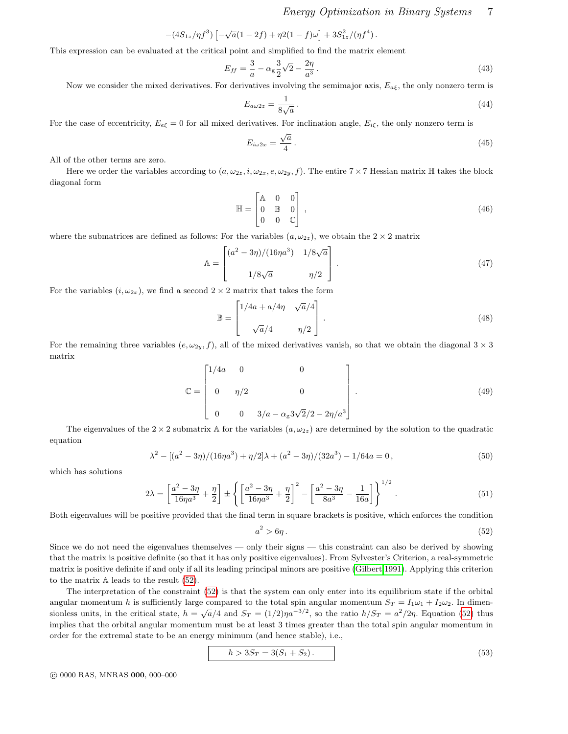$$-(4S_{1z}/\eta f^3)\left[-\sqrt{a}(1-2f)+\eta 2(1-f)\omega\right]+3S_{1z}^2/(\eta f^4)\,.$$

This expression can be evaluated at the critical point and simplified to find the matrix element

$$E_{ff}=\frac{3}{a}-\alpha_{\rm g}\frac{3}{2}\sqrt{2}-\frac{2\eta}{a^3}\,. \tag{43}$$

Now we consider the mixed derivatives. For derivatives involving the semimajor axis, $E_{a\xi}$, the only nonzero term is

$$E_{a\omega 2z}=\frac{1}{8\sqrt{a}}\,. \tag{44}$$

For the case of eccentricity, $E_{e\xi}=0$ for all mixed derivatives. For inclination angle, $E_{i\xi}$, the only nonzero term is

$$E_{i\omega 2x}=\frac{\sqrt{a}}{4}\,. \tag{45}$$

All of the other terms are zero.

Here we order the variables according to $(a,\omega_{2z},i,\omega_{2x},e,\omega_{2y},f)$. The entire $7\times 7$ Hessian matrix $\mathbb{H}$ takes the block diagonal form

$$\mathbb{H}=\begin{bmatrix}\mathbb{A} & 0 & 0\\ 0 & \mathbb{B} & 0\\ 0 & 0 & \mathbb{C}\end{bmatrix}\,, \tag{46}$$

where the submatrices are defined as follows: For the variables $(a,\omega_{2z})$, we obtain the $2\times 2$ matrix

$$\mathbb{A}=\begin{bmatrix}(a^2-3\eta)/(16\eta a^3) & 1/8\sqrt{a}\\ 1/8\sqrt{a} & \eta/2\end{bmatrix}\,. \tag{47}$$

For the variables $(i,\omega_{2x})$, we find a second $2\times 2$ matrix that takes the form

$$\mathbb{B}=\begin{bmatrix}1/4a+a/4\eta & \sqrt{a}/4\\ \sqrt{a}/4 & \eta/2\end{bmatrix}\,. \tag{48}$$

For the remaining three variables $(e,\omega_{2y},f)$, all of the mixed derivatives vanish, so that we obtain the diagonal $3\times 3$ matrix

$$\mathbb{C}=\begin{bmatrix}1/4a & 0 & 0\\ 0 & \eta/2 & 0\\ 0 & 0 & 3/a-\alpha_{\rm g}3\sqrt{2}/2-2\eta/a^3\end{bmatrix}\,. \tag{49}$$

The eigenvalues of the $2\times 2$ submatrix $\mathbb{A}$ for the variables $(a,\omega_{2z})$ are determined by the solution to the quadratic equation

$$\lambda^2-[(a^2-3\eta)/(16\eta a^3)+\eta/2]\lambda+(a^2-3\eta)/(32a^3)-1/64a=0\,, \tag{50}$$

which has solutions

$$2\lambda=\left[\frac{a^2-3\eta}{16\eta a^3}+\frac{\eta}{2}\right]\pm\left\{\left[\frac{a^2-3\eta}{16\eta a^3}+\frac{\eta}{2}\right]^2-\left[\frac{a^2-3\eta}{8a^3}-\frac{1}{16a}\right]\right\}^{1/2}\,. \tag{51}$$

Both eigenvalues will be positive provided that the final term in square brackets is positive, which enforces the condition

$$a^2>6\eta\,. \tag{52}$$

Since we do not need the eigenvalues themselves — only their signs — this constraint can also be derived by showing that the matrix is positive definite (so that it has only positive eigenvalues). From Sylvester's Criterion, a real-symmetric matrix is positive definite if and only if all its leading principal minors are positive (Gilbert 1991). Applying this criterion to the matrix $\mathbb{A}$ leads to the result (52).

The interpretation of the constraint (52) is that the system can only enter into its equilibrium state if the orbital angular momentum $h$ is sufficiently large compared to the total spin angular momentum $S_T=I_1\omega_1+I_2\omega_2$. In dimensionless units, in the critical state, $h=\sqrt{a}/4$ and $S_T=(1/2)\eta a^{-3/2}$, so the ratio $h/S_T=a^2/2\eta$. Equation (52) thus implies that the orbital angular momentum must be at least 3 times greater than the total spin angular momentum in order for the extremal state to be an energy minimum (and hence stable), i.e.,

$$\boxed{h>3S_T=3(S_1+S_2)\,.} \tag{53}$$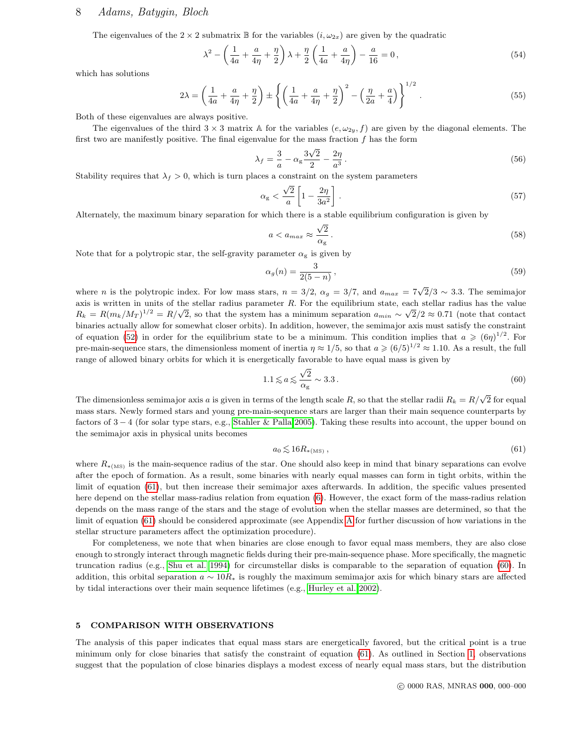The eigenvalues of the $2 \times 2$ submatrix $\mathbb{B}$ for the variables $(i, \omega_{2x})$ are given by the quadratic

$$\lambda^2 - \left( \frac{1}{4a} + \frac{a}{4\eta} + \frac{\eta}{2} \right) \lambda + \frac{\eta}{2} \left( \frac{1}{4a} + \frac{a}{4\eta} \right) - \frac{a}{16} = 0 \,, \tag{54}$$

which has solutions

$$2\lambda = \left( \frac{1}{4a} + \frac{a}{4\eta} + \frac{\eta}{2} \right) \pm \left\{ \left( \frac{1}{4a} + \frac{a}{4\eta} + \frac{\eta}{2} \right)^2 - \left( \frac{\eta}{2a} + \frac{a}{4} \right) \right\}^{1/2} . \tag{55}$$

Both of these eigenvalues are always positive.

The eigenvalues of the third $3 \times 3$ matrix $\mathbb{A}$ for the variables $(e, \omega_{2y}, f)$ are given by the diagonal elements. The first two are manifestly positive. The final eigenvalue for the mass fraction $f$ has the form

$$\lambda_f = \frac{3}{a} - \alpha_{\rm g} \frac{3\sqrt{2}}{2} - \frac{2\eta}{a^3} \,. \tag{56}$$

Stability requires that $\lambda_f > 0$, which is turn places a constraint on the system parameters

$$\alpha_{\rm g} < \frac{\sqrt{2}}{a} \left[ 1 - \frac{2\eta}{3a^2} \right] . \tag{57}$$

Alternately, the maximum binary separation for which there is a stable equilibrium configuration is given by

$$a < a_{max} \approx \frac{\sqrt{2}}{\alpha_{\rm g}} \,. \tag{58}$$

Note that for a polytropic star, the self-gravity parameter $\alpha_{\rm g}$ is given by

$$\alpha_g(n) = \frac{3}{2(5-n)} \,, \tag{59}$$

where $n$ is the polytropic index. For low mass stars, $n = 3/2$, $\alpha_g = 3/7$, and $a_{max} = 7\sqrt{2}/3 \sim 3.3$. The semimajor axis is written in units of the stellar radius parameter $R$. For the equilibrium state, each stellar radius has the value $R_k = R(m_k/M_T)^{1/2} = R/\sqrt{2}$, so that the system has a minimum separation $a_{min} \sim \sqrt{2}/2 \approx 0.71$ (note that contact binaries actually allow for somewhat closer orbits). In addition, however, the semimajor axis must satisfy the constraint of equation (52) in order for the equilibrium state to be a minimum. This condition implies that $a \geqslant (6\eta)^{1/2}$. For pre-main-sequence stars, the dimensionless moment of inertia $\eta \approx 1/5$, so that $a \geqslant (6/5)^{1/2} \approx 1.10$. As a result, the full range of allowed binary orbits for which it is energetically favorable to have equal mass is given by

$$1.1 \lesssim a \lesssim \frac{\sqrt{2}}{\alpha_{\rm g}} \sim 3.3 \,. \tag{60}$$

The dimensionless semimajor axis $a$ is given in terms of the length scale $R$, so that the stellar radii $R_k = R/\sqrt{2}$ for equal mass stars. Newly formed stars and young pre-main-sequence stars are larger than their main sequence counterparts by factors of $3-4$ (for solar type stars, e.g., Stahler & Palla 2005). Taking these results into account, the upper bound on the semimajor axis in physical units becomes

$$a_0 \lesssim 16 R_{*({\rm MS})} \,, \tag{61}$$

where $R_{*({\rm MS})}$ is the main-sequence radius of the star. One should also keep in mind that binary separations can evolve after the epoch of formation. As a result, some binaries with nearly equal masses can form in tight orbits, within the limit of equation (61), but then increase their semimajor axes afterwards. In addition, the specific values presented here depend on the stellar mass-radius relation from equation (6). However, the exact form of the mass-radius relation depends on the mass range of the stars and the stage of evolution when the stellar masses are determined, so that the limit of equation (61) should be considered approximate (see Appendix A for further discussion of how variations in the stellar structure parameters affect the optimization procedure).

For completeness, we note that when binaries are close enough to favor equal mass members, they are also close enough to strongly interact through magnetic fields during their pre-main-sequence phase. More specifically, the magnetic truncation radius (e.g., Shu et al. 1994) for circumstellar disks is comparable to the separation of equation (60). In addition, this orbital separation $a \sim 10 R_*$ is roughly the maximum semimajor axis for which binary stars are affected by tidal interactions over their main sequence lifetimes (e.g., Hurley et al. 2002).

## 5 COMPARISON WITH OBSERVATIONS

The analysis of this paper indicates that equal mass stars are energetically favored, but the critical point is a true minimum only for close binaries that satisfy the constraint of equation (61). As outlined in Section 1, observations suggest that the population of close binaries displays a modest excess of nearly equal mass stars, but the distribution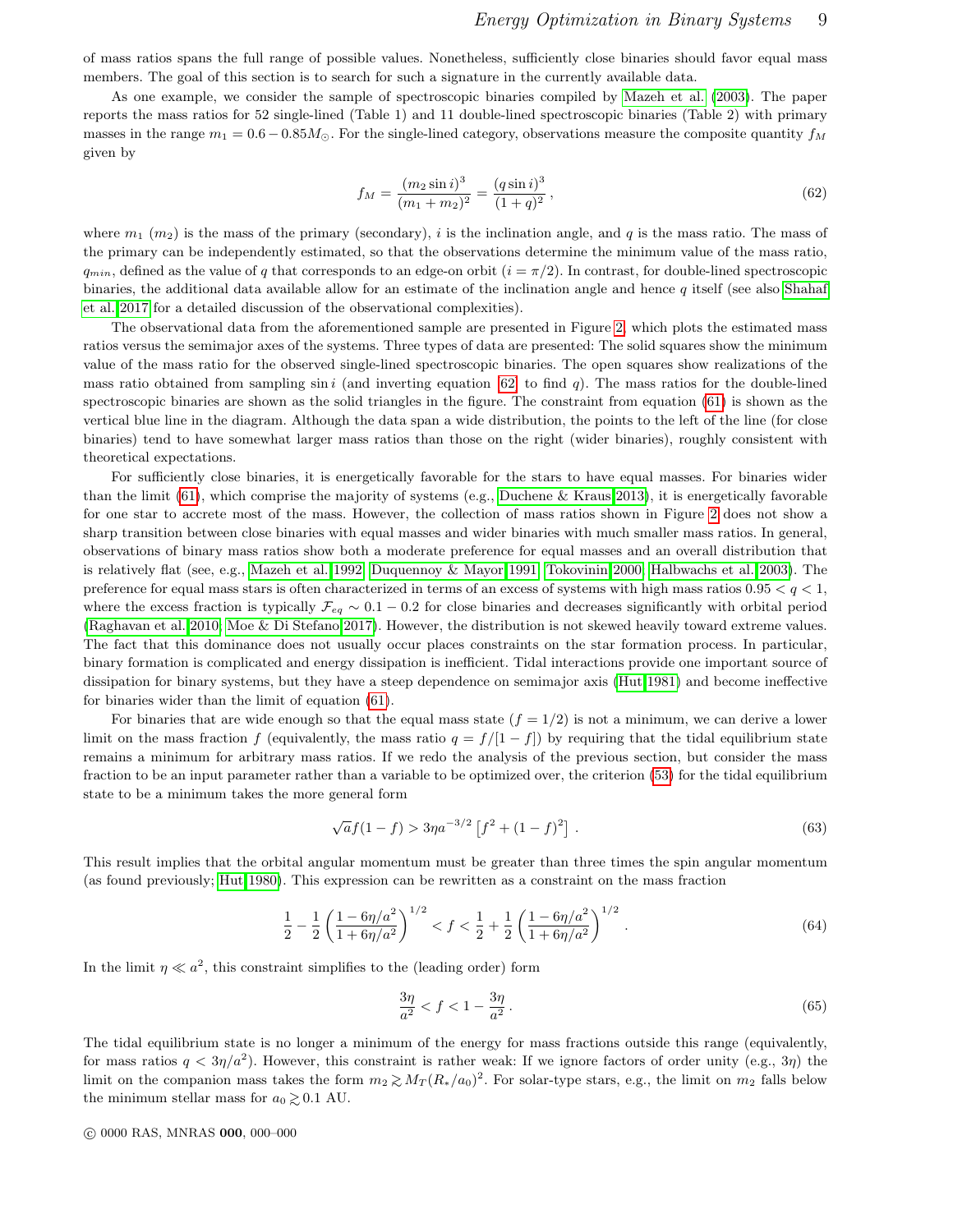of mass ratios spans the full range of possible values. Nonetheless, sufficiently close binaries should favor equal mass members. The goal of this section is to search for such a signature in the currently available data.

As one example, we consider the sample of spectroscopic binaries compiled by Mazeh et al. (2003). The paper reports the mass ratios for 52 single-lined (Table 1) and 11 double-lined spectroscopic binaries (Table 2) with primary masses in the range $m_1 = 0.6 - 0.85 M_\odot$. For the single-lined category, observations measure the composite quantity $f_M$ given by

$$f_M = \frac{(m_2 \sin i)^3}{(m_1 + m_2)^2} = \frac{(q \sin i)^3}{(1+q)^2} \,, \tag{62}$$

where $m_1$ ($m_2$) is the mass of the primary (secondary), $i$ is the inclination angle, and $q$ is the mass ratio. The mass of the primary can be independently estimated, so that the observations determine the minimum value of the mass ratio, $q_{min}$, defined as the value of $q$ that corresponds to an edge-on orbit ($i = \pi/2$). In contrast, for double-lined spectroscopic binaries, the additional data available allow for an estimate of the inclination angle and hence $q$ itself (see also Shahaf et al. 2017 for a detailed discussion of the observational complexities).

The observational data from the aforementioned sample are presented in Figure 2, which plots the estimated mass ratios versus the semimajor axes of the systems. Three types of data are presented: The solid squares show the minimum value of the mass ratio for the observed single-lined spectroscopic binaries. The open squares show realizations of the mass ratio obtained from sampling $\sin i$ (and inverting equation 62 to find $q$). The mass ratios for the double-lined spectroscopic binaries are shown as the solid triangles in the figure. The constraint from equation (61) is shown as the vertical blue line in the diagram. Although the data span a wide distribution, the points to the left of the line (for close binaries) tend to have somewhat larger mass ratios than those on the right (wider binaries), roughly consistent with theoretical expectations.

For sufficiently close binaries, it is energetically favorable for the stars to have equal masses. For binaries wider than the limit (61), which comprise the majority of systems (e.g., Duchene & Kraus 2013), it is energetically favorable for one star to accrete most of the mass. However, the collection of mass ratios shown in Figure 2 does not show a sharp transition between close binaries with equal masses and wider binaries with much smaller mass ratios. In general, observations of binary mass ratios show both a moderate preference for equal masses and an overall distribution that is relatively flat (see, e.g., Mazeh et al. 1992, Duquennoy & Mayor 1991, Tokovinin 2000, Halbwachs et al. 2003). The preference for equal mass stars is often characterized in terms of an excess of systems with high mass ratios $0.95 < q < 1$, where the excess fraction is typically $\mathcal{F}_{eq} \sim 0.1 - 0.2$ for close binaries and decreases significantly with orbital period (Raghavan et al. 2010, Moe & Di Stefano 2017). However, the distribution is not skewed heavily toward extreme values. The fact that this dominance does not usually occur places constraints on the star formation process. In particular, binary formation is complicated and energy dissipation is inefficient. Tidal interactions provide one important source of dissipation for binary systems, but they have a steep dependence on semimajor axis (Hut 1981) and become ineffective for binaries wider than the limit of equation (61).

For binaries that are wide enough so that the equal mass state ($f = 1/2$) is not a minimum, we can derive a lower limit on the mass fraction $f$ (equivalently, the mass ratio $q = f/[1-f]$) by requiring that the tidal equilibrium state remains a minimum for arbitrary mass ratios. If we redo the analysis of the previous section, but consider the mass fraction to be an input parameter rather than a variable to be optimized over, the criterion (53) for the tidal equilibrium state to be a minimum takes the more general form

$$\sqrt{a} f(1-f) > 3\eta a^{-3/2} \left[ f^2 + (1-f)^2 \right] \,. \tag{63}$$

This result implies that the orbital angular momentum must be greater than three times the spin angular momentum (as found previously; Hut 1980). This expression can be rewritten as a constraint on the mass fraction

$$\frac{1}{2} - \frac{1}{2} \left( \frac{1 - 6\eta/a^2}{1 + 6\eta/a^2} \right)^{1/2} < f < \frac{1}{2} + \frac{1}{2} \left( \frac{1 - 6\eta/a^2}{1 + 6\eta/a^2} \right)^{1/2} \,. \tag{64}$$

In the limit $\eta \ll a^2$, this constraint simplifies to the (leading order) form

$$\frac{3\eta}{a^2} < f < 1 - \frac{3\eta}{a^2} \,. \tag{65}$$

The tidal equilibrium state is no longer a minimum of the energy for mass fractions outside this range (equivalently, for mass ratios $q < 3\eta/a^2$). However, this constraint is rather weak: If we ignore factors of order unity (e.g., $3\eta$) the limit on the companion mass takes the form $m_2 \gtrsim M_T (R_*/a_0)^2$. For solar-type stars, e.g., the limit on $m_2$ falls below the minimum stellar mass for $a_0 \gtrsim 0.1$ AU.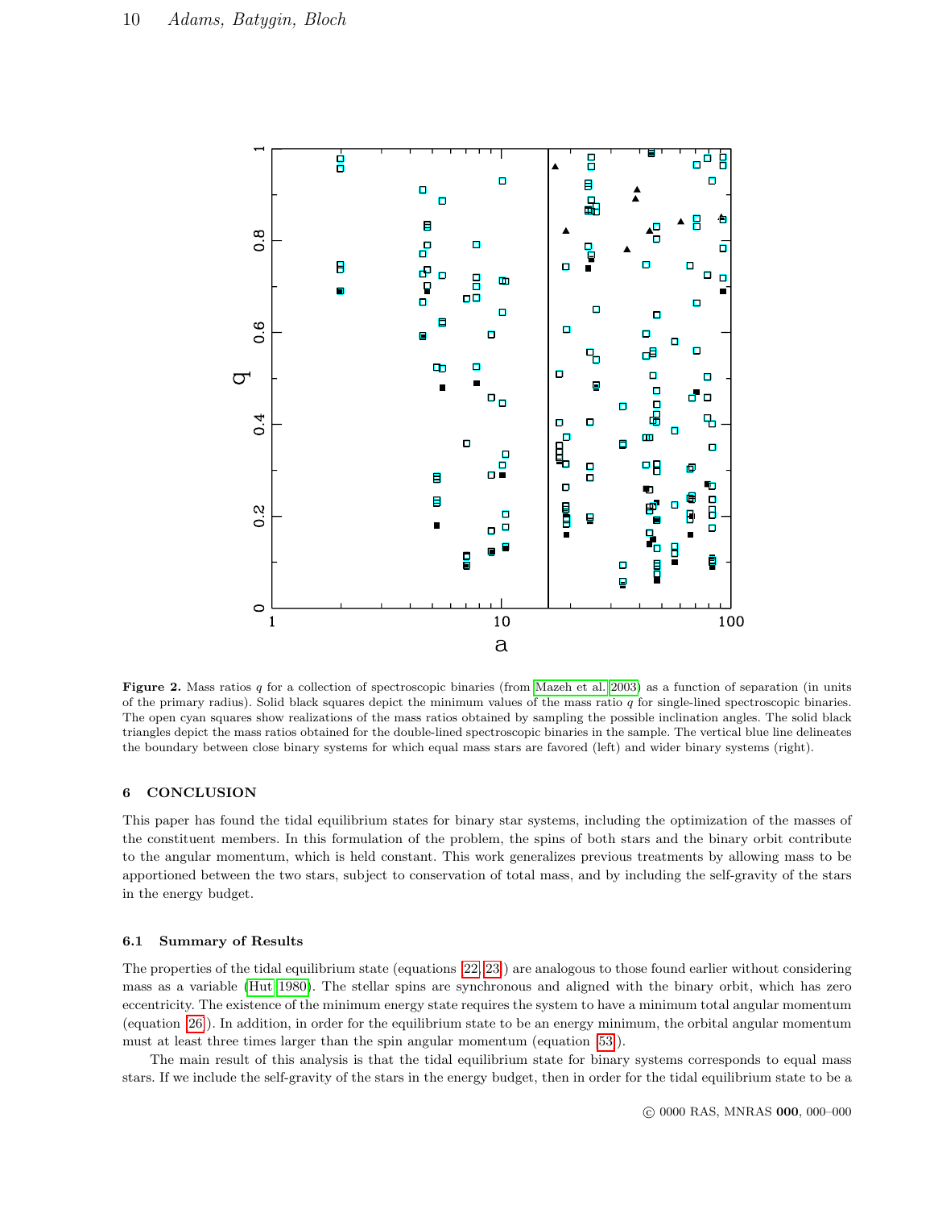**Figure 2.** Mass ratios $q$ for a collection of spectroscopic binaries (from Mazeh et al. 2003) as a function of separation (in units of the primary radius). Solid black squares depict the minimum values of the mass ratio $q$ for single-lined spectroscopic binaries. The open cyan squares show realizations of the mass ratios obtained by sampling the possible inclination angles. The solid black triangles depict the mass ratios obtained for the double-lined spectroscopic binaries in the sample. The vertical blue line delineates the boundary between close binary systems for which equal mass stars are favored (left) and wider binary systems (right).

## 6 CONCLUSION

This paper has found the tidal equilibrium states for binary star systems, including the optimization of the masses of the constituent members. In this formulation of the problem, the spins of both stars and the binary orbit contribute to the angular momentum, which is held constant. This work generalizes previous treatments by allowing mass to be apportioned between the two stars, subject to conservation of total mass, and by including the self-gravity of the stars in the energy budget.

### 6.1 Summary of Results

The properties of the tidal equilibrium state (equations [22, 23]) are analogous to those found earlier without considering mass as a variable (Hut 1980). The stellar spins are synchronous and aligned with the binary orbit, which has zero eccentricity. The existence of the minimum energy state requires the system to have a minimum total angular momentum (equation [26]). In addition, in order for the equilibrium state to be an energy minimum, the orbital angular momentum must at least three times larger than the spin angular momentum (equation [53]).

The main result of this analysis is that the tidal equilibrium state for binary systems corresponds to equal mass stars. If we include the self-gravity of the stars in the energy budget, then in order for the tidal equilibrium state to be a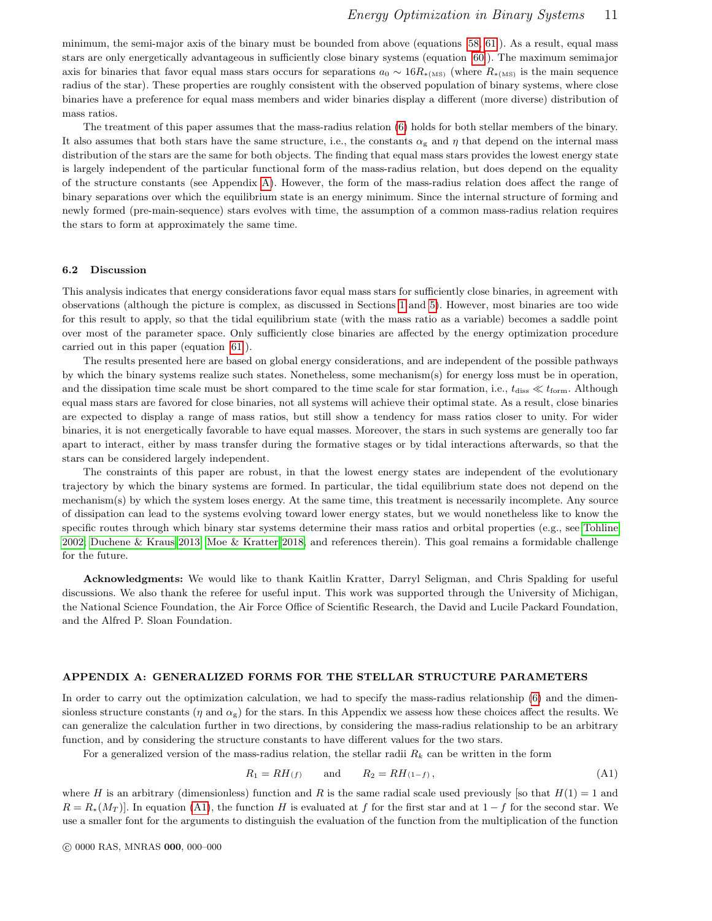minimum, the semi-major axis of the binary must be bounded from above (equations [58, 61]). As a result, equal mass stars are only energetically advantageous in sufficiently close binary systems (equation [60]). The maximum semimajor axis for binaries that favor equal mass stars occurs for separations $a_0 \sim 16 R_{*(\mathrm{MS})}$ (where $R_{*(\mathrm{MS})}$ is the main sequence radius of the star). These properties are roughly consistent with the observed population of binary systems, where close binaries have a preference for equal mass members and wider binaries display a different (more diverse) distribution of mass ratios.

The treatment of this paper assumes that the mass-radius relation (6) holds for both stellar members of the binary. It also assumes that both stars have the same structure, i.e., the constants $\alpha_{\mathrm{g}}$ and $\eta$ that depend on the internal mass distribution of the stars are the same for both objects. The finding that equal mass stars provides the lowest energy state is largely independent of the particular functional form of the mass-radius relation, but does depend on the equality of the structure constants (see Appendix A). However, the form of the mass-radius relation does affect the range of binary separations over which the equilibrium state is an energy minimum. Since the internal structure of forming and newly formed (pre-main-sequence) stars evolves with time, the assumption of a common mass-radius relation requires the stars to form at approximately the same time.

### 6.2 Discussion

This analysis indicates that energy considerations favor equal mass stars for sufficiently close binaries, in agreement with observations (although the picture is complex, as discussed in Sections 1 and 5). However, most binaries are too wide for this result to apply, so that the tidal equilibrium state (with the mass ratio as a variable) becomes a saddle point over most of the parameter space. Only sufficiently close binaries are affected by the energy optimization procedure carried out in this paper (equation [61]).

The results presented here are based on global energy considerations, and are independent of the possible pathways by which the binary systems realize such states. Nonetheless, some mechanism(s) for energy loss must be in operation, and the dissipation time scale must be short compared to the time scale for star formation, i.e., $t_{\mathrm{diss}} \ll t_{\mathrm{form}}$. Although equal mass stars are favored for close binaries, not all systems will achieve their optimal state. As a result, close binaries are expected to display a range of mass ratios, but still show a tendency for mass ratios closer to unity. For wider binaries, it is not energetically favorable to have equal masses. Moreover, the stars in such systems are generally too far apart to interact, either by mass transfer during the formative stages or by tidal interactions afterwards, so that the stars can be considered largely independent.

The constraints of this paper are robust, in that the lowest energy states are independent of the evolutionary trajectory by which the binary systems are formed. In particular, the tidal equilibrium state does not depend on the mechanism(s) by which the system loses energy. At the same time, this treatment is necessarily incomplete. Any source of dissipation can lead to the systems evolving toward lower energy states, but we would nonetheless like to know the specific routes through which binary star systems determine their mass ratios and orbital properties (e.g., see Tohline 2002; Duchene & Kraus 2013; Moe & Kratter 2018, and references therein). This goal remains a formidable challenge for the future.

**Acknowledgments:** We would like to thank Kaitlin Kratter, Darryl Seligman, and Chris Spalding for useful discussions. We also thank the referee for useful input. This work was supported through the University of Michigan, the National Science Foundation, the Air Force Office of Scientific Research, the David and Lucile Packard Foundation, and the Alfred P. Sloan Foundation.

## APPENDIX A: GENERALIZED FORMS FOR THE STELLAR STRUCTURE PARAMETERS

In order to carry out the optimization calculation, we had to specify the mass-radius relationship (6) and the dimensionless structure constants ($\eta$ and $\alpha_{\mathrm{g}}$) for the stars. In this Appendix we assess how these choices affect the results. We can generalize the calculation further in two directions, by considering the mass-radius relationship to be an arbitrary function, and by considering the structure constants to have different values for the two stars.

For a generalized version of the mass-radius relation, the stellar radii $R_k$ can be written in the form

$$R_1 = R H_{(f)} \qquad \text{and} \qquad R_2 = R H_{(1-f)} \,, \tag{A1}$$

where $H$ is an arbitrary (dimensionless) function and $R$ is the same radial scale used previously [so that $H(1) = 1$ and $R = R_*(M_T)$]. In equation (A1), the function $H$ is evaluated at $f$ for the first star and at $1-f$ for the second star. We use a smaller font for the arguments to distinguish the evaluation of the function from the multiplication of the function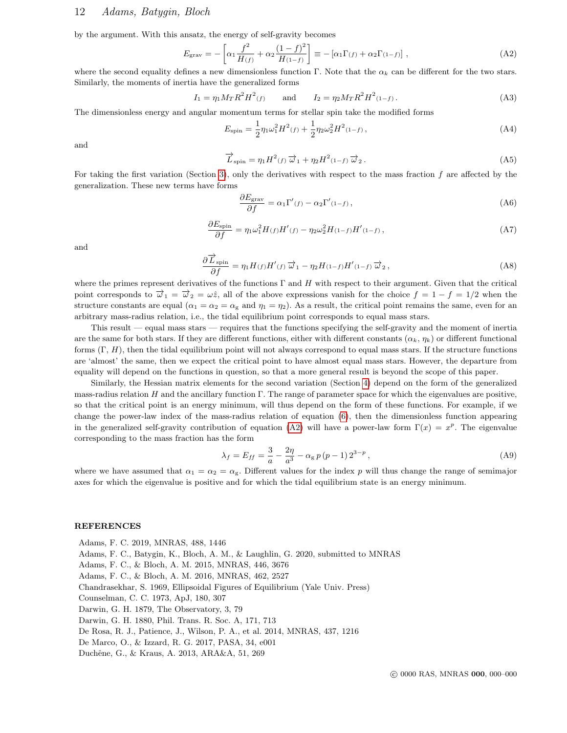by the argument. With this ansatz, the energy of self-gravity becomes

$$E_{\rm grav} = -\left[\alpha_1 \frac{f^2}{H_{(f)}} + \alpha_2 \frac{(1-f)^2}{H_{(1-f)}}\right] \equiv -\left[\alpha_1 \Gamma_{(f)} + \alpha_2 \Gamma_{(1-f)}\right] , \tag{A2}$$

where the second equality defines a new dimensionless function $\Gamma$. Note that the $\alpha_k$ can be different for the two stars. Similarly, the moments of inertia have the generalized forms

$$I_1 = \eta_1 M_T R^2 H^2{}_{(f)} \qquad \text{and} \qquad I_2 = \eta_2 M_T R^2 H^2{}_{(1-f)} . \tag{A3}$$

The dimensionless energy and angular momentum terms for stellar spin take the modified forms

$$E_{\rm spin} = \frac{1}{2}\eta_1 \omega_1^2 H^2{}_{(f)} + \frac{1}{2}\eta_2 \omega_2^2 H^2{}_{(1-f)} , \tag{A4}$$

and

$$\vec{L}_{\rm spin} = \eta_1 H^2{}_{(f)}\, \vec{\omega}_1 + \eta_2 H^2{}_{(1-f)}\, \vec{\omega}_2 . \tag{A5}$$

For taking the first variation (Section 3), only the derivatives with respect to the mass fraction $f$ are affected by the generalization. These new terms have forms

$$\frac{\partial E_{\rm grav}}{\partial f} = \alpha_1 \Gamma'{}_{(f)} - \alpha_2 \Gamma'{}_{(1-f)} , \tag{A6}$$

$$\frac{\partial E_{\rm spin}}{\partial f} = \eta_1 \omega_1^2 H_{(f)} H'{}_{(f)} - \eta_2 \omega_2^2 H_{(1-f)} H'{}_{(1-f)} , \tag{A7}$$

and

$$\frac{\partial \vec{L}_{\rm spin}}{\partial f} = \eta_1 H_{(f)} H'{}_{(f)}\, \vec{\omega}_1 - \eta_2 H_{(1-f)} H'{}_{(1-f)}\, \vec{\omega}_2 , \tag{A8}$$

where the primes represent derivatives of the functions $\Gamma$ and $H$ with respect to their argument. Given that the critical point corresponds to $\vec{\omega}_1 = \vec{\omega}_2 = \omega \hat{z}$, all of the above expressions vanish for the choice $f = 1 - f = 1/2$ when the structure constants are equal ($\alpha_1 = \alpha_2 = \alpha_{\rm g}$ and $\eta_1 = \eta_2$). As a result, the critical point remains the same, even for an arbitrary mass-radius relation, i.e., the tidal equilibrium point corresponds to equal mass stars.

This result — equal mass stars — requires that the functions specifying the self-gravity and the moment of inertia are the same for both stars. If they are different functions, either with different constants ($\alpha_k$, $\eta_k$) or different functional forms ($\Gamma$, $H$), then the tidal equilibrium point will not always correspond to equal mass stars. If the structure functions are 'almost' the same, then we expect the critical point to have almost equal mass stars. However, the departure from equality will depend on the functions in question, so that a more general result is beyond the scope of this paper.

Similarly, the Hessian matrix elements for the second variation (Section 4) depend on the form of the generalized mass-radius relation $H$ and the ancillary function $\Gamma$. The range of parameter space for which the eigenvalues are positive, so that the critical point is an energy minimum, will thus depend on the form of these functions. For example, if we change the power-law index of the mass-radius relation of equation (6), then the dimensionless function appearing in the generalized self-gravity contribution of equation (A2) will have a power-law form $\Gamma(x) = x^p$. The eigenvalue corresponding to the mass fraction has the form

$$\lambda_f = E_{ff} = \frac{3}{a} - \frac{2\eta}{a^3} - \alpha_{\rm g}\, p\,(p-1)\, 2^{3-p} , \tag{A9}$$

where we have assumed that $\alpha_1 = \alpha_2 = \alpha_{\rm g}$. Different values for the index $p$ will thus change the range of semimajor axes for which the eigenvalue is positive and for which the tidal equilibrium state is an energy minimum.

## REFERENCES

Adams, F. C. 2019, MNRAS, 488, 1446
Adams, F. C., Batygin, K., Bloch, A. M., & Laughlin, G. 2020, submitted to MNRAS
Adams, F. C., & Bloch, A. M. 2015, MNRAS, 446, 3676
Adams, F. C., & Bloch, A. M. 2016, MNRAS, 462, 2527
Chandrasekhar, S. 1969, Ellipsoidal Figures of Equilibrium (Yale Univ. Press)
Counselman, C. C. 1973, ApJ, 180, 307
Darwin, G. H. 1879, The Observatory, 3, 79
Darwin, G. H. 1880, Phil. Trans. R. Soc. A, 171, 713
De Rosa, R. J., Patience, J., Wilson, P. A., et al. 2014, MNRAS, 437, 1216
De Marco, O., & Izzard, R. G. 2017, PASA, 34, e001
Duchêne, G., & Kraus, A. 2013, ARA&A, 51, 269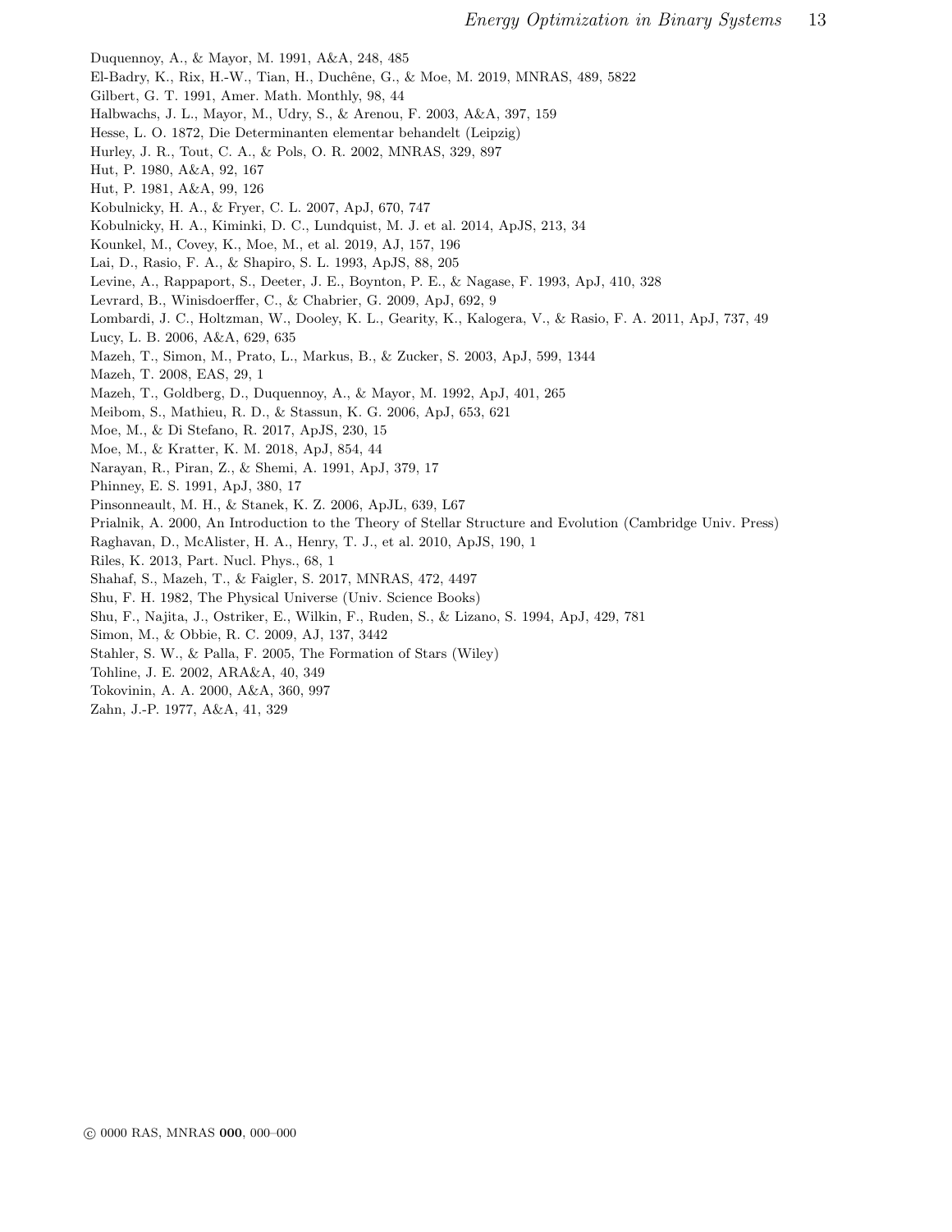Duquennoy, A., & Mayor, M. 1991, A&A, 248, 485

El-Badry, K., Rix, H.-W., Tian, H., Duchêne, G., & Moe, M. 2019, MNRAS, 489, 5822

Gilbert, G. T. 1991, Amer. Math. Monthly, 98, 44

Halbwachs, J. L., Mayor, M., Udry, S., & Arenou, F. 2003, A&A, 397, 159

Hesse, L. O. 1872, Die Determinanten elementar behandelt (Leipzig)

Hurley, J. R., Tout, C. A., & Pols, O. R. 2002, MNRAS, 329, 897

Hut, P. 1980, A&A, 92, 167

Hut, P. 1981, A&A, 99, 126

Kobulnicky, H. A., & Fryer, C. L. 2007, ApJ, 670, 747

Kobulnicky, H. A., Kiminki, D. C., Lundquist, M. J. et al. 2014, ApJS, 213, 34

Kounkel, M., Covey, K., Moe, M., et al. 2019, AJ, 157, 196

Lai, D., Rasio, F. A., & Shapiro, S. L. 1993, ApJS, 88, 205

Levine, A., Rappaport, S., Deeter, J. E., Boynton, P. E., & Nagase, F. 1993, ApJ, 410, 328

Levrard, B., Winisdoerffer, C., & Chabrier, G. 2009, ApJ, 692, 9

Lombardi, J. C., Holtzman, W., Dooley, K. L., Gearity, K., Kalogera, V., & Rasio, F. A. 2011, ApJ, 737, 49

Lucy, L. B. 2006, A&A, 629, 635

Mazeh, T., Simon, M., Prato, L., Markus, B., & Zucker, S. 2003, ApJ, 599, 1344

Mazeh, T. 2008, EAS, 29, 1

Mazeh, T., Goldberg, D., Duquennoy, A., & Mayor, M. 1992, ApJ, 401, 265

Meibom, S., Mathieu, R. D., & Stassun, K. G. 2006, ApJ, 653, 621

Moe, M., & Di Stefano, R. 2017, ApJS, 230, 15

Moe, M., & Kratter, K. M. 2018, ApJ, 854, 44

Narayan, R., Piran, Z., & Shemi, A. 1991, ApJ, 379, 17

Phinney, E. S. 1991, ApJ, 380, 17

Pinsonneault, M. H., & Stanek, K. Z. 2006, ApJL, 639, L67

Prialnik, A. 2000, An Introduction to the Theory of Stellar Structure and Evolution (Cambridge Univ. Press)

Raghavan, D., McAlister, H. A., Henry, T. J., et al. 2010, ApJS, 190, 1

Riles, K. 2013, Part. Nucl. Phys., 68, 1

Shahaf, S., Mazeh, T., & Faigler, S. 2017, MNRAS, 472, 4497

Shu, F. H. 1982, The Physical Universe (Univ. Science Books)

Shu, F., Najita, J., Ostriker, E., Wilkin, F., Ruden, S., & Lizano, S. 1994, ApJ, 429, 781

Simon, M., & Obbie, R. C. 2009, AJ, 137, 3442

Stahler, S. W., & Palla, F. 2005, The Formation of Stars (Wiley)

Tohline, J. E. 2002, ARA&A, 40, 349

Tokovinin, A. A. 2000, A&A, 360, 997

Zahn, J.-P. 1977, A&A, 41, 329